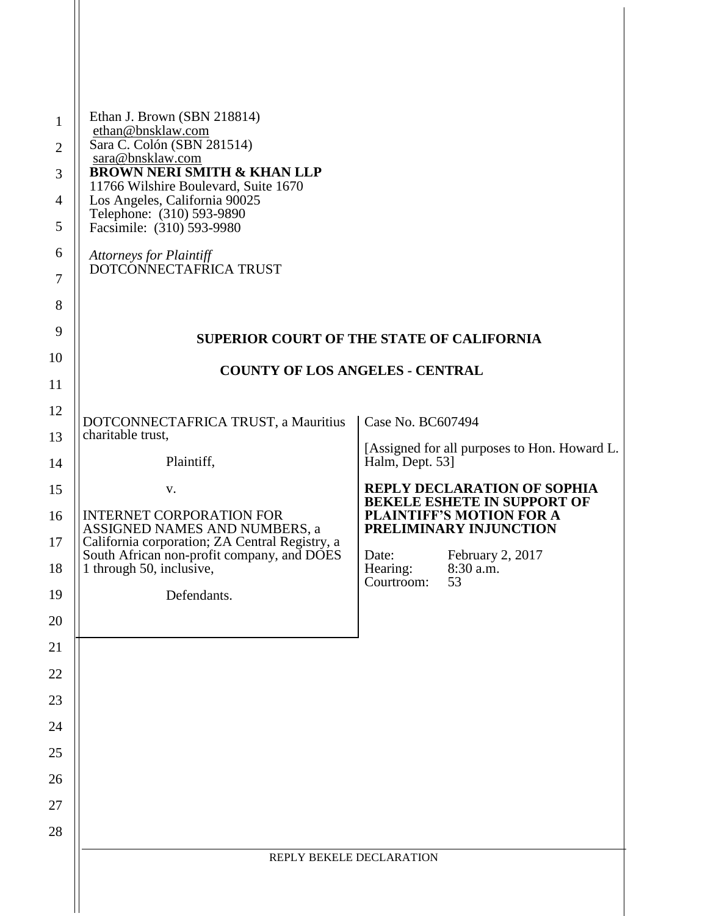Ethan J. Brown (SBN 218814)
ethan@bnsklaw.com
Sara C. Colón (SBN 281514)
sara@bnsklaw.com
**BROWN NERI SMITH & KHAN LLP**
11766 Wilshire Boulevard, Suite 1670
Los Angeles, California 90025
Telephone: (310) 593-9890
Facsimile: (310) 593-9980

*Attorneys for Plaintiff*
DOTCONNECTAFRICA TRUST

**SUPERIOR COURT OF THE STATE OF CALIFORNIA**

**COUNTY OF LOS ANGELES - CENTRAL**

DOTCONNECTAFRICA TRUST, a Mauritius charitable trust,

Plaintiff,

v.

INTERNET CORPORATION FOR ASSIGNED NAMES AND NUMBERS, a California corporation; ZA Central Registry, a South African non-profit company, and DOES 1 through 50, inclusive,

Defendants.

Case No. BC607494

[Assigned for all purposes to Hon. Howard L. Halm, Dept. 53]

**REPLY DECLARATION OF SOPHIA BEKELE ESHETE IN SUPPORT OF PLAINTIFF'S MOTION FOR A PRELIMINARY INJUNCTION**

Date: February 2, 2017
Hearing: 8:30 a.m.
Courtroom: 53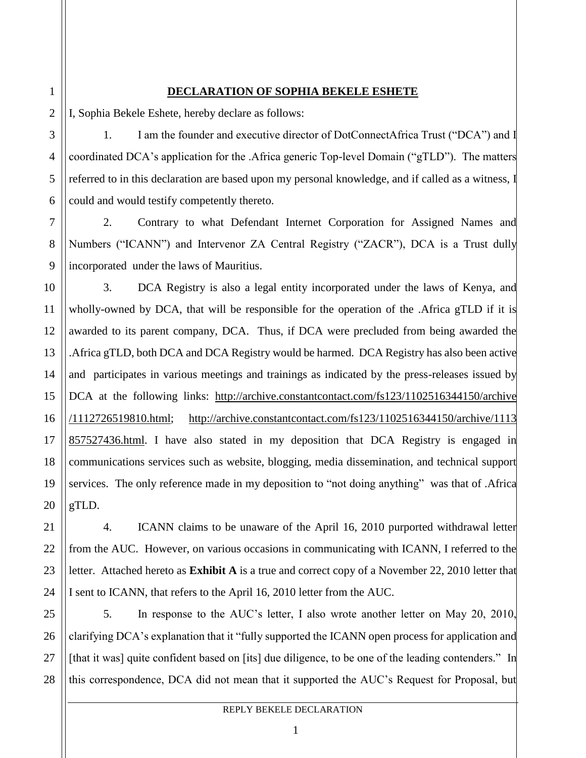# DECLARATION OF SOPHIA BEKELE ESHETE

I, Sophia Bekele Eshete, hereby declare as follows:

1. I am the founder and executive director of DotConnectAfrica Trust ("DCA") and I coordinated DCA's application for the .Africa generic Top-level Domain ("gTLD"). The matters referred to in this declaration are based upon my personal knowledge, and if called as a witness, I could and would testify competently thereto.

2. Contrary to what Defendant Internet Corporation for Assigned Names and Numbers ("ICANN") and Intervenor ZA Central Registry ("ZACR"), DCA is a Trust dully incorporated under the laws of Mauritius.

3. DCA Registry is also a legal entity incorporated under the laws of Kenya, and wholly-owned by DCA, that will be responsible for the operation of the .Africa gTLD if it is awarded to its parent company, DCA. Thus, if DCA were precluded from being awarded the .Africa gTLD, both DCA and DCA Registry would be harmed. DCA Registry has also been active and participates in various meetings and trainings as indicated by the press-releases issued by DCA at the following links: http://archive.constantcontact.com/fs123/1102516344150/archive/1112726519810.html; http://archive.constantcontact.com/fs123/1102516344150/archive/1113857527436.html. I have also stated in my deposition that DCA Registry is engaged in communications services such as website, blogging, media dissemination, and technical support services. The only reference made in my deposition to "not doing anything" was that of .Africa gTLD.

4. ICANN claims to be unaware of the April 16, 2010 purported withdrawal letter from the AUC. However, on various occasions in communicating with ICANN, I referred to the letter. Attached hereto as **Exhibit A** is a true and correct copy of a November 22, 2010 letter that I sent to ICANN, that refers to the April 16, 2010 letter from the AUC.

5. In response to the AUC's letter, I also wrote another letter on May 20, 2010, clarifying DCA's explanation that it "fully supported the ICANN open process for application and [that it was] quite confident based on [its] due diligence, to be one of the leading contenders." In this correspondence, DCA did not mean that it supported the AUC's Request for Proposal, but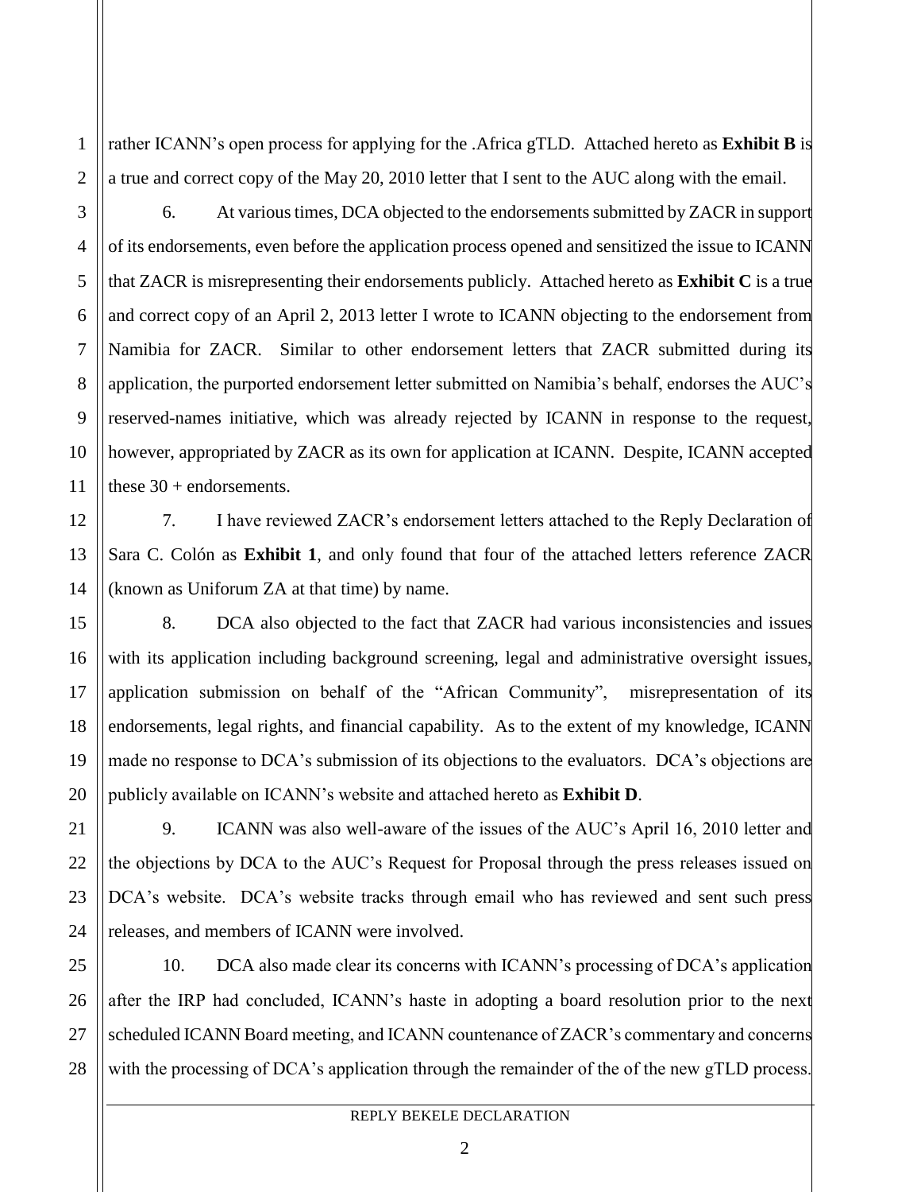rather ICANN's open process for applying for the .Africa gTLD. Attached hereto as **Exhibit B** is a true and correct copy of the May 20, 2010 letter that I sent to the AUC along with the email.

6. At various times, DCA objected to the endorsements submitted by ZACR in support of its endorsements, even before the application process opened and sensitized the issue to ICANN that ZACR is misrepresenting their endorsements publicly. Attached hereto as **Exhibit C** is a true and correct copy of an April 2, 2013 letter I wrote to ICANN objecting to the endorsement from Namibia for ZACR. Similar to other endorsement letters that ZACR submitted during its application, the purported endorsement letter submitted on Namibia's behalf, endorses the AUC's reserved-names initiative, which was already rejected by ICANN in response to the request, however, appropriated by ZACR as its own for application at ICANN. Despite, ICANN accepted these 30 + endorsements.

7. I have reviewed ZACR's endorsement letters attached to the Reply Declaration of Sara C. Colón as **Exhibit 1**, and only found that four of the attached letters reference ZACR (known as Uniforum ZA at that time) by name.

8. DCA also objected to the fact that ZACR had various inconsistencies and issues with its application including background screening, legal and administrative oversight issues, application submission on behalf of the "African Community", misrepresentation of its endorsements, legal rights, and financial capability. As to the extent of my knowledge, ICANN made no response to DCA's submission of its objections to the evaluators. DCA's objections are publicly available on ICANN's website and attached hereto as **Exhibit D**.

9. ICANN was also well-aware of the issues of the AUC's April 16, 2010 letter and the objections by DCA to the AUC's Request for Proposal through the press releases issued on DCA's website. DCA's website tracks through email who has reviewed and sent such press releases, and members of ICANN were involved.

10. DCA also made clear its concerns with ICANN's processing of DCA's application after the IRP had concluded, ICANN's haste in adopting a board resolution prior to the next scheduled ICANN Board meeting, and ICANN countenance of ZACR's commentary and concerns with the processing of DCA's application through the remainder of the of the new gTLD process.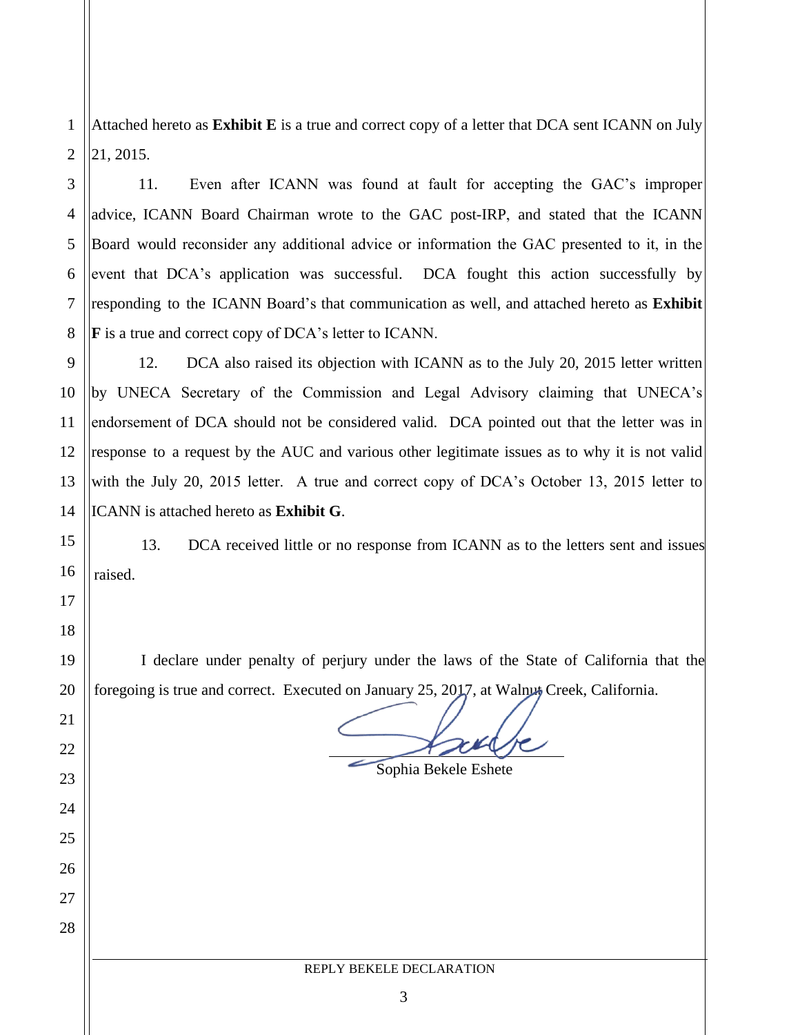Attached hereto as **Exhibit E** is a true and correct copy of a letter that DCA sent ICANN on July 21, 2015.

11. Even after ICANN was found at fault for accepting the GAC's improper advice, ICANN Board Chairman wrote to the GAC post-IRP, and stated that the ICANN Board would reconsider any additional advice or information the GAC presented to it, in the event that DCA's application was successful. DCA fought this action successfully by responding to the ICANN Board's that communication as well, and attached hereto as **Exhibit F** is a true and correct copy of DCA's letter to ICANN.

12. DCA also raised its objection with ICANN as to the July 20, 2015 letter written by UNECA Secretary of the Commission and Legal Advisory claiming that UNECA's endorsement of DCA should not be considered valid. DCA pointed out that the letter was in response to a request by the AUC and various other legitimate issues as to why it is not valid with the July 20, 2015 letter. A true and correct copy of DCA's October 13, 2015 letter to ICANN is attached hereto as **Exhibit G**.

13. DCA received little or no response from ICANN as to the letters sent and issues raised.

I declare under penalty of perjury under the laws of the State of California that the foregoing is true and correct. Executed on January 25, 2017, at Walnut Creek, California.

Sophia Bekele Eshete

REPLY BEKELE DECLARATION